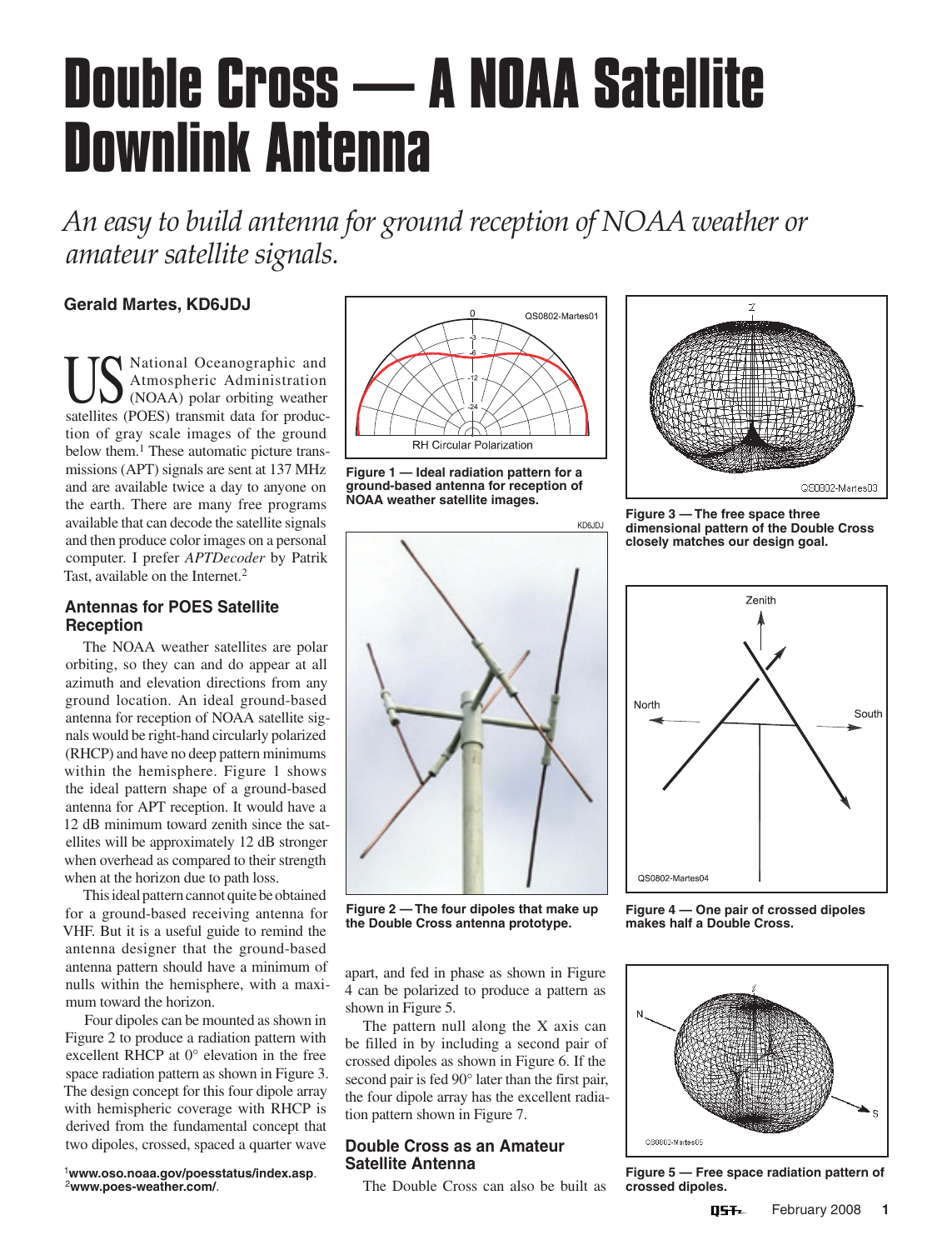# Double Cross — A NOAA Satellite Downlink Antenna

*An easy to build antenna for ground reception of NOAA weather or amateur satellite signals.*

**Gerald Martes, KD6JDJ**

US National Oceanographic and Atmospheric Administration (NOAA) polar orbiting weather satellites (POES) transmit data for production of gray scale images of the ground below them.[1] These automatic picture transmissions (APT) signals are sent at 137 MHz and are available twice a day to anyone on the earth. There are many free programs available that can decode the satellite signals and then produce color images on a personal computer. I prefer *APTDecoder* by Patrik Tast, available on the Internet.[2]

## Antennas for POES Satellite Reception

The NOAA weather satellites are polar orbiting, so they can and do appear at all azimuth and elevation directions from any ground location. An ideal ground-based antenna for reception of NOAA satellite signals would be right-hand circularly polarized (RHCP) and have no deep pattern minimums within the hemisphere. Figure 1 shows the ideal pattern shape of a ground-based antenna for APT reception. It would have a 12 dB minimum toward zenith since the satellites will be approximately 12 dB stronger when overhead as compared to their strength when at the horizon due to path loss.

This ideal pattern cannot quite be obtained for a ground-based receiving antenna for VHF. But it is a useful guide to remind the antenna designer that the ground-based antenna pattern should have a minimum of nulls within the hemisphere, with a maximum toward the horizon.

Four dipoles can be mounted as shown in Figure 2 to produce a radiation pattern with excellent RHCP at 0° elevation in the free space radiation pattern as shown in Figure 3. The design concept for this four dipole array with hemispheric coverage with RHCP is derived from the fundamental concept that two dipoles, crossed, spaced a quarter wave apart, and fed in phase as shown in Figure 4 can be polarized to produce a pattern as shown in Figure 5.

The pattern null along the X axis can be filled in by including a second pair of crossed dipoles as shown in Figure 6. If the second pair is fed 90° later than the first pair, the four dipole array has the excellent radiation pattern shown in Figure 7.

**Figure 1 — Ideal radiation pattern for a ground-based antenna for reception of NOAA weather satellite images.**

**Figure 2 — The four dipoles that make up the Double Cross antenna prototype.**

**Figure 3 — The free space three dimensional pattern of the Double Cross closely matches our design goal.**

**Figure 4 — One pair of crossed dipoles makes half a Double Cross.**

**Figure 5 — Free space radiation pattern of crossed dipoles.**

## Double Cross as an Amateur Satellite Antenna

The Double Cross can also be built as

[1]**www.oso.noaa.gov/poesstatus/index.asp**.
[2]**www.poes-weather.com/**.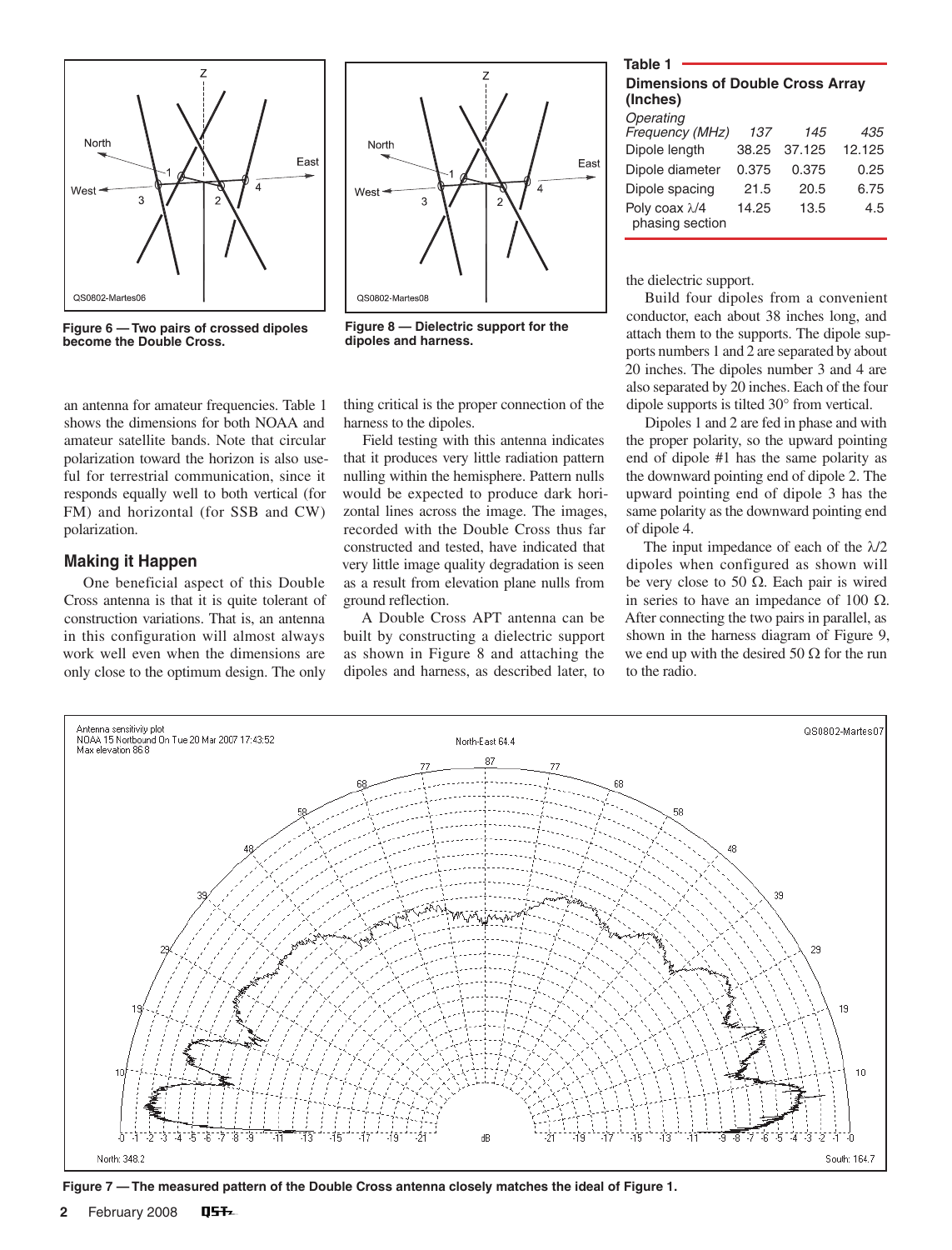Figure 6 — Two pairs of crossed dipoles become the Double Cross.

Figure 8 — Dielectric support for the dipoles and harness.

**Table 1**
**Dimensions of Double Cross Array (Inches)**

| *Operating Frequency (MHz)* | *137* | *145* | *435* |
|---|---|---|---|
| Dipole length | 38.25 | 37.125 | 12.125 |
| Dipole diameter | 0.375 | 0.375 | 0.25 |
| Dipole spacing | 21.5 | 20.5 | 6.75 |
| Poly coax λ/4 phasing section | 14.25 | 13.5 | 4.5 |

an antenna for amateur frequencies. Table 1 shows the dimensions for both NOAA and amateur satellite bands. Note that circular polarization toward the horizon is also useful for terrestrial communication, since it responds equally well to both vertical (for FM) and horizontal (for SSB and CW) polarization.

## Making it Happen

One beneficial aspect of this Double Cross antenna is that it is quite tolerant of construction variations. That is, an antenna in this configuration will almost always work well even when the dimensions are only close to the optimum design. The only thing critical is the proper connection of the harness to the dipoles.

Field testing with this antenna indicates that it produces very little radiation pattern nulling within the hemisphere. Pattern nulls would be expected to produce dark horizontal lines across the image. The images, recorded with the Double Cross thus far constructed and tested, have indicated that very little image quality degradation is seen as a result from elevation plane nulls from ground reflection.

A Double Cross APT antenna can be built by constructing a dielectric support as shown in Figure 8 and attaching the dipoles and harness, as described later, to the dielectric support.

Build four dipoles from a convenient conductor, each about 38 inches long, and attach them to the supports. The dipole supports numbers 1 and 2 are separated by about 20 inches. The dipoles number 3 and 4 are also separated by 20 inches. Each of the four dipole supports is tilted 30° from vertical.

Dipoles 1 and 2 are fed in phase and with the proper polarity, so the upward pointing end of dipole #1 has the same polarity as the downward pointing end of dipole 2. The upward pointing end of dipole 3 has the same polarity as the downward pointing end of dipole 4.

The input impedance of each of the λ/2 dipoles when configured as shown will be very close to 50 Ω. Each pair is wired in series to have an impedance of 100 Ω. After connecting the two pairs in parallel, as shown in the harness diagram of Figure 9, we end up with the desired 50 Ω for the run to the radio.

Figure 7 — The measured pattern of the Double Cross antenna closely matches the ideal of Figure 1.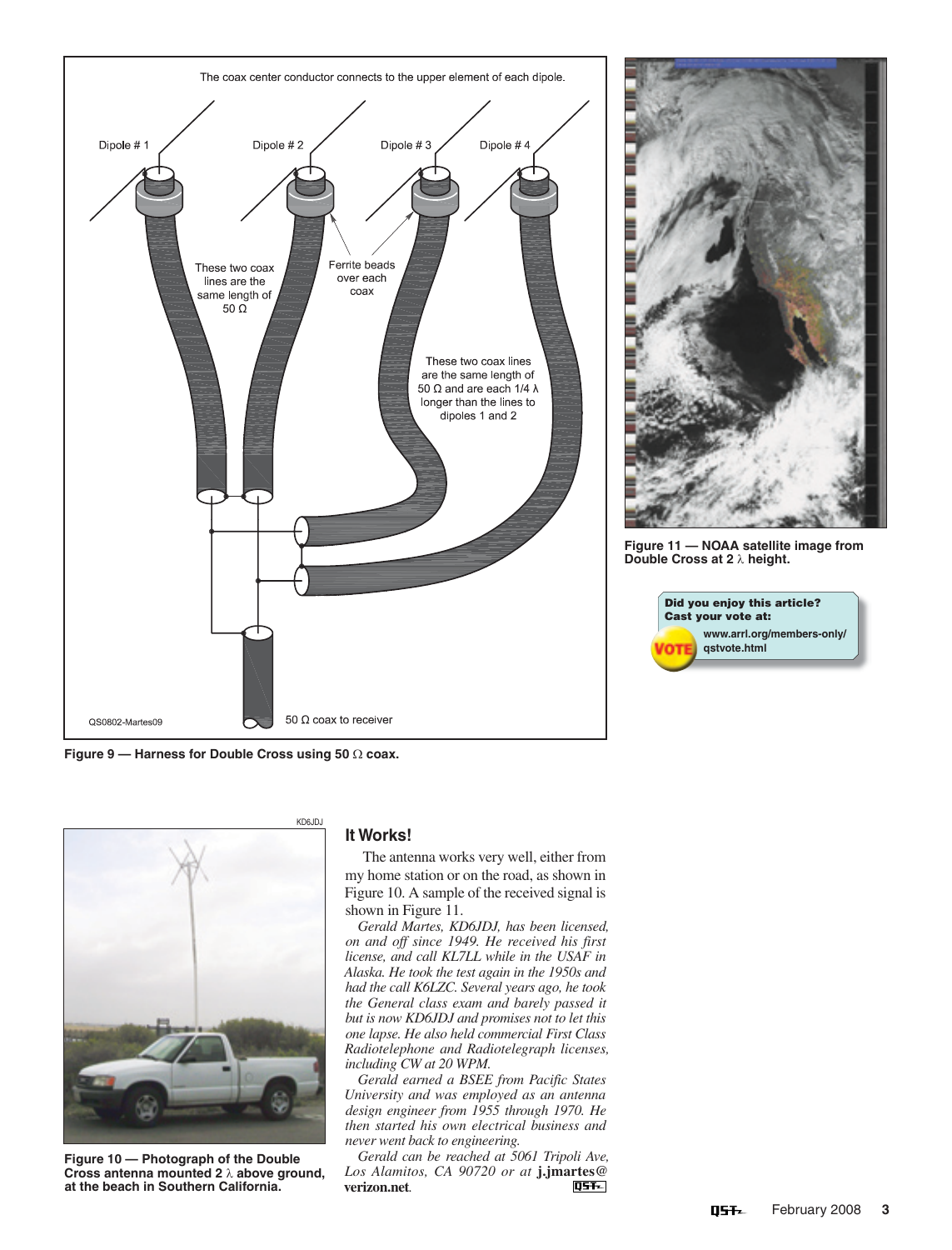The coax center conductor connects to the upper element of each dipole.

Dipole # 1

Dipole # 2

Dipole # 3

Dipole # 4

These two coax lines are the same length of 50 Ω

Ferrite beads over each coax

These two coax lines are the same length of 50 Ω and are each 1/4 λ longer than the lines to dipoles 1 and 2

QS0802-Martes09

50 Ω coax to receiver

**Figure 9 — Harness for Double Cross using 50 Ω coax.**

**Figure 11 — NOAA satellite image from Double Cross at 2 λ height.**

**Did you enjoy this article? Cast your vote at:**

**www.arrl.org/members-only/qstvote.html**

KD6JDJ

**Figure 10 — Photograph of the Double Cross antenna mounted 2 λ above ground, at the beach in Southern California.**

## It Works!

The antenna works very well, either from my home station or on the road, as shown in Figure 10. A sample of the received signal is shown in Figure 11.

*Gerald Martes, KD6JDJ, has been licensed, on and off since 1949. He received his first license, and call KL7LL while in the USAF in Alaska. He took the test again in the 1950s and had the call K6LZC. Several years ago, he took the General class exam and barely passed it but is now KD6JDJ and promises not to let this one lapse. He also held commercial First Class Radiotelephone and Radiotelegraph licenses, including CW at 20 WPM.*

*Gerald earned a BSEE from Pacific States University and was employed as an antenna design engineer from 1955 through 1970. He then started his own electrical business and never went back to engineering.*

*Gerald can be reached at 5061 Tripoli Ave, Los Alamitos, CA 90720 or at* **j.jmartes@verizon.net**.